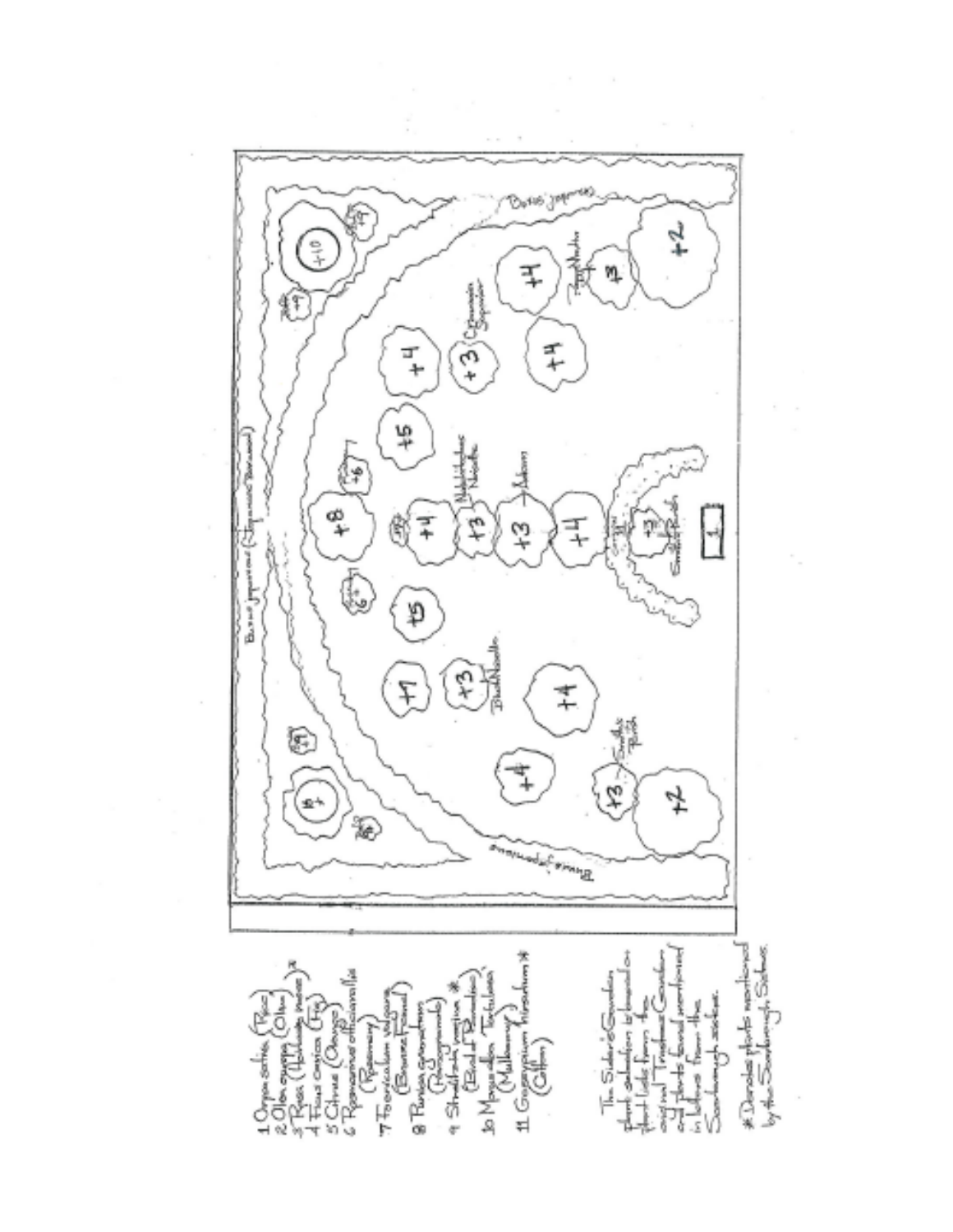1 Opuntia (Prickly)
2 Olea europea (Olive)
3 Rosa (Hulthemia persica)*
4 Ficus carica (Fig)
5 Citrus (Orange)
6 Rosmarinus officinalis (Rosemary)
7 Foeniculum vulgare (Bronze Fennel)
8 Punica granatum (Pomegranate)
9 Strelitzia reginae * (Bird of Paradise)
10 Morus alba 'Tortuosa' (Mulberry)
11 Gossypium hirsutum * (Cotton)

The Sisters' Garden plant selection is based on plant lists from the original Tradescant Garden and plants found mentioned in letters from the Scarborough sisters.

* Denotes plants mentioned by the Scarborough Sisters.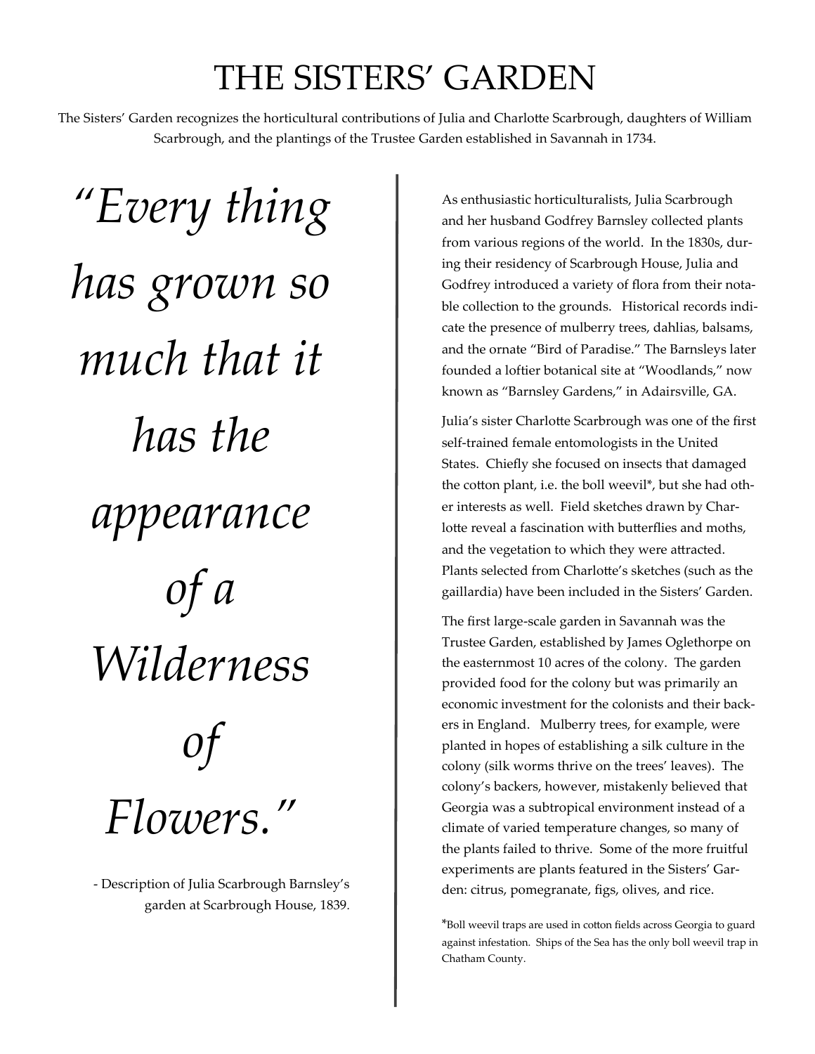# THE SISTERS' GARDEN

The Sisters' Garden recognizes the horticultural contributions of Julia and Charlotte Scarbrough, daughters of William Scarbrough, and the plantings of the Trustee Garden established in Savannah in 1734.

> *"Every thing has grown so much that it has the appearance of a Wilderness of Flowers."*
>
> \- Description of Julia Scarbrough Barnsley's garden at Scarbrough House, 1839.

As enthusiastic horticulturalists, Julia Scarbrough and her husband Godfrey Barnsley collected plants from various regions of the world. In the 1830s, during their residency of Scarbrough House, Julia and Godfrey introduced a variety of flora from their notable collection to the grounds. Historical records indicate the presence of mulberry trees, dahlias, balsams, and the ornate "Bird of Paradise." The Barnsleys later founded a loftier botanical site at "Woodlands," now known as "Barnsley Gardens," in Adairsville, GA.

Julia's sister Charlotte Scarbrough was one of the first self-trained female entomologists in the United States. Chiefly she focused on insects that damaged the cotton plant, i.e. the boll weevil*, but she had other interests as well. Field sketches drawn by Charlotte reveal a fascination with butterflies and moths, and the vegetation to which they were attracted. Plants selected from Charlotte's sketches (such as the gaillardia) have been included in the Sisters' Garden.

The first large-scale garden in Savannah was the Trustee Garden, established by James Oglethorpe on the easternmost 10 acres of the colony. The garden provided food for the colony but was primarily an economic investment for the colonists and their backers in England. Mulberry trees, for example, were planted in hopes of establishing a silk culture in the colony (silk worms thrive on the trees' leaves). The colony's backers, however, mistakenly believed that Georgia was a subtropical environment instead of a climate of varied temperature changes, so many of the plants failed to thrive. Some of the more fruitful experiments are plants featured in the Sisters' Garden: citrus, pomegranate, figs, olives, and rice.

*Boll weevil traps are used in cotton fields across Georgia to guard against infestation. Ships of the Sea has the only boll weevil trap in Chatham County.